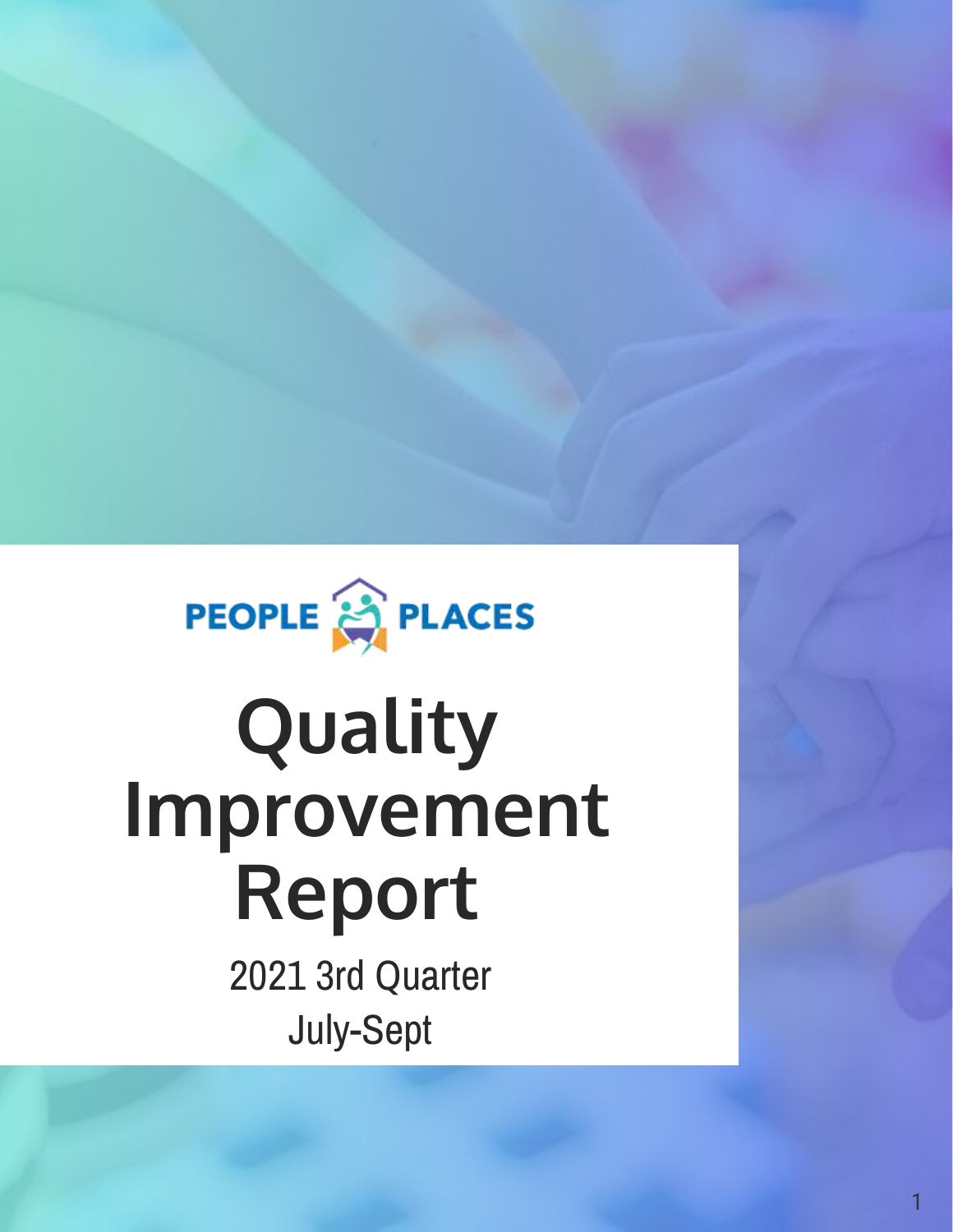PEOPLE PLACES

# Quality Improvement Report

2021 3rd Quarter

July-Sept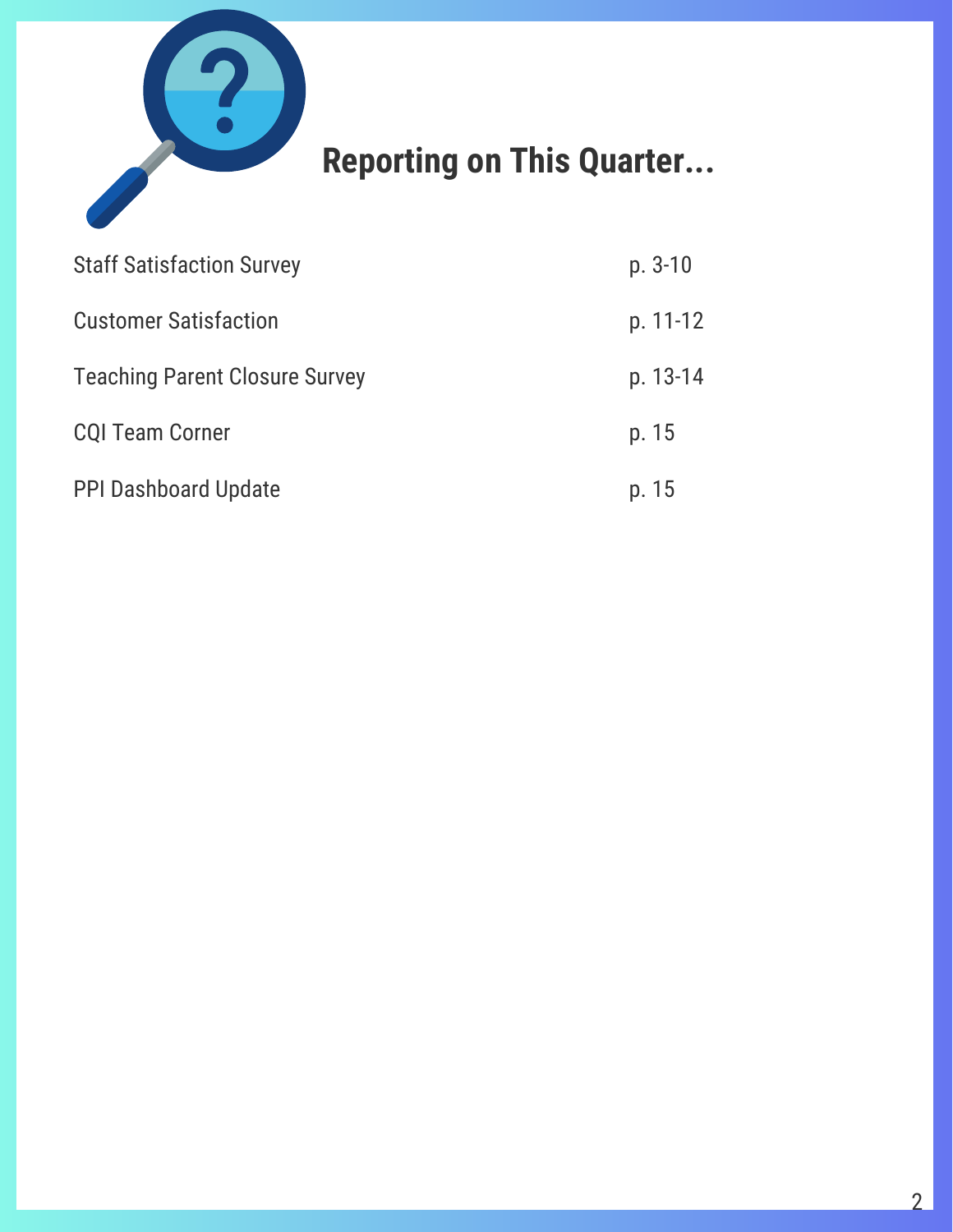# Reporting on This Quarter...

| | |
|---|---|
| Staff Satisfaction Survey | p. 3-10 |
| Customer Satisfaction | p. 11-12 |
| Teaching Parent Closure Survey | p. 13-14 |
| CQI Team Corner | p. 15 |
| PPI Dashboard Update | p. 15 |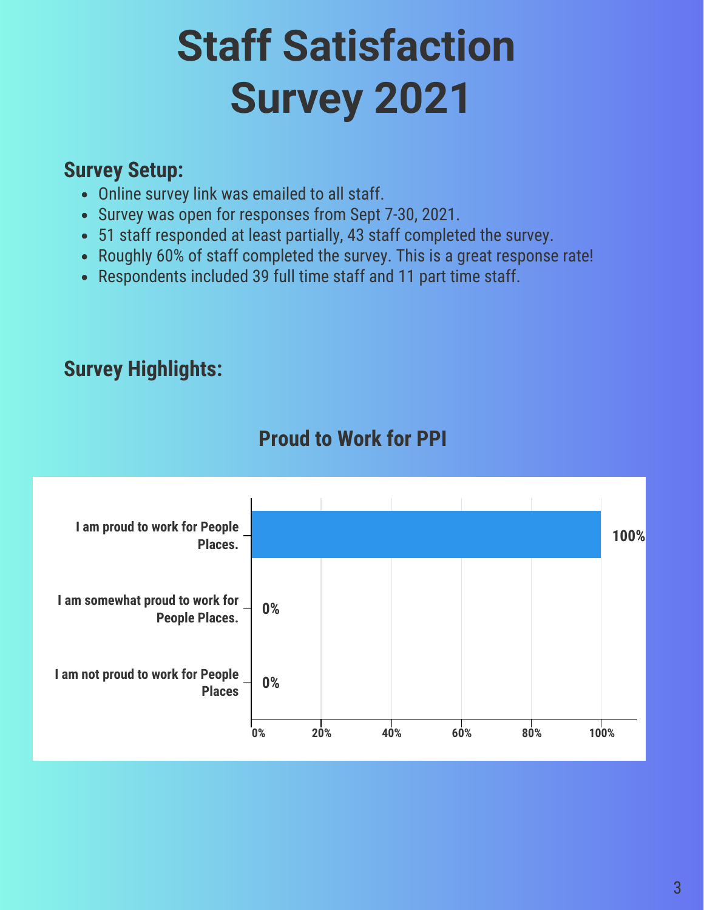# Staff Satisfaction Survey 2021

## Survey Setup:

- Online survey link was emailed to all staff.
- Survey was open for responses from Sept 7-30, 2021.
- 51 staff responded at least partially, 43 staff completed the survey.
- Roughly 60% of staff completed the survey. This is a great response rate!
- Respondents included 39 full time staff and 11 part time staff.

## Survey Highlights:

### Proud to Work for PPI

| Response | Percentage |
|---|---|
| I am proud to work for People Places. | 100% |
| I am somewhat proud to work for People Places. | 0% |
| I am not proud to work for People Places | 0% |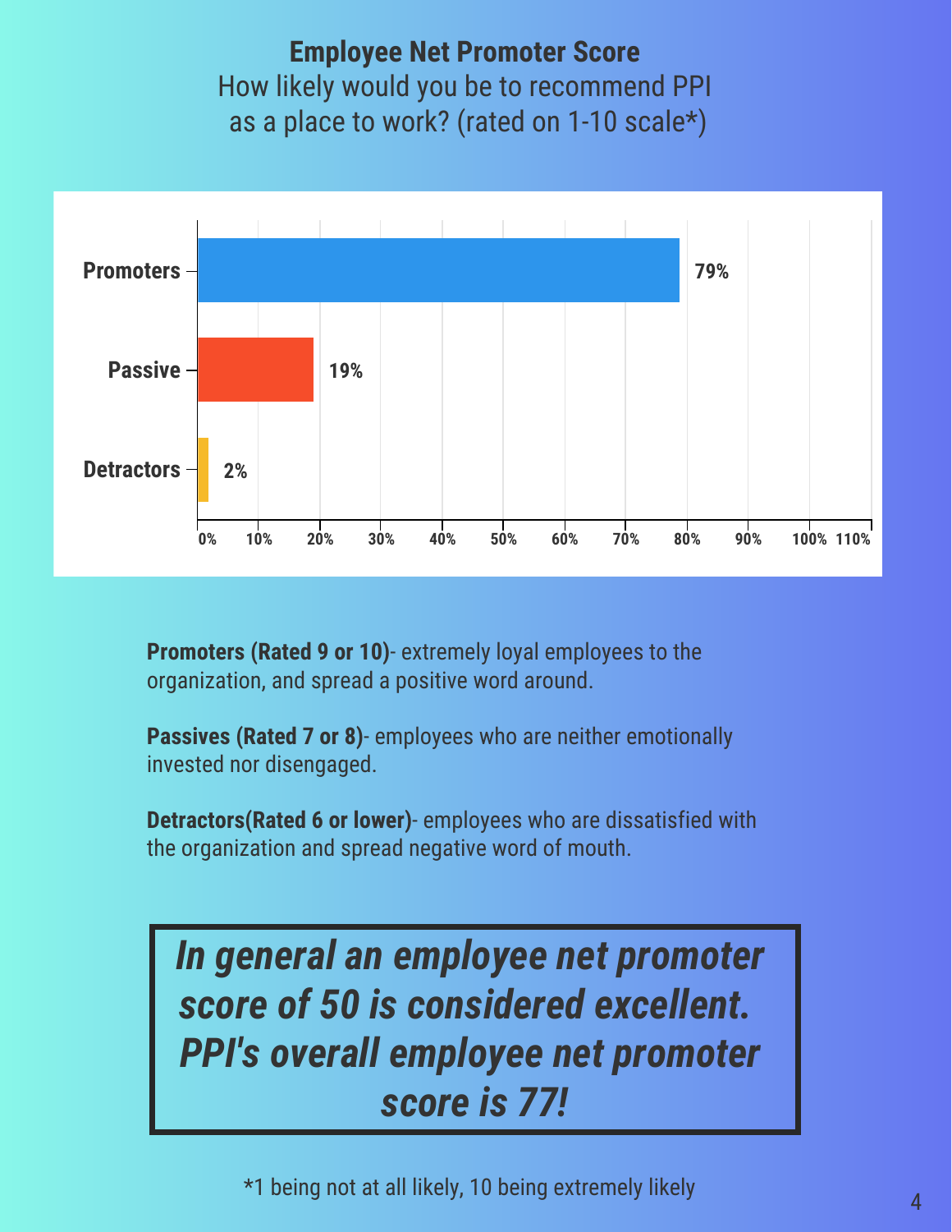## Employee Net Promoter Score

How likely would you be to recommend PPI as a place to work? (rated on 1-10 scale*)

| Category | Percentage |
|---|---|
| Promoters | 79% |
| Passive | 19% |
| Detractors | 2% |

**Promoters (Rated 9 or 10)**- extremely loyal employees to the organization, and spread a positive word around.

**Passives (Rated 7 or 8)**- employees who are neither emotionally invested nor disengaged.

**Detractors(Rated 6 or lower)**- employees who are dissatisfied with the organization and spread negative word of mouth.

***In general an employee net promoter score of 50 is considered excellent. PPI's overall employee net promoter score is 77!***

*1 being not at all likely, 10 being extremely likely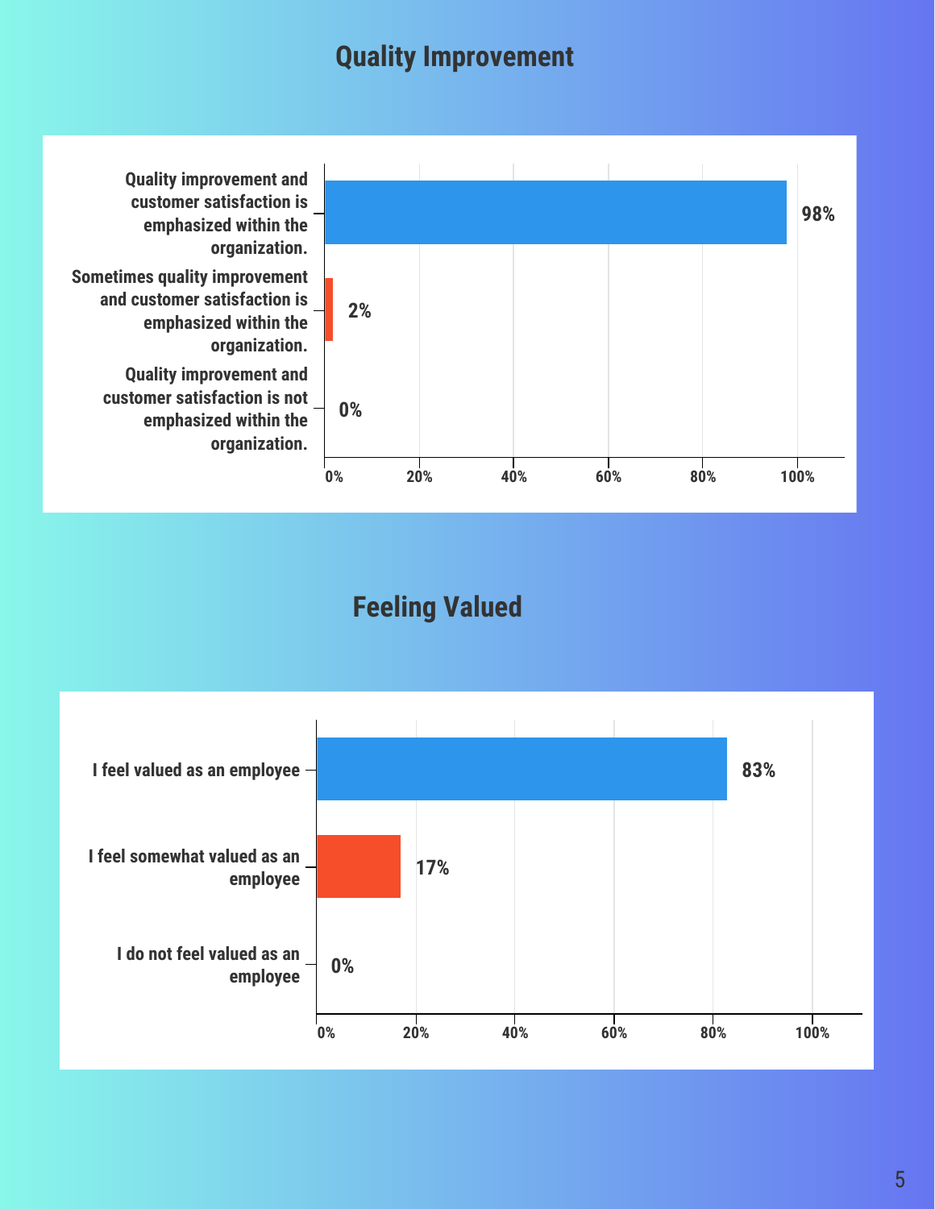## Quality Improvement

| Response | Percentage |
| --- | --- |
| Quality improvement and customer satisfaction is emphasized within the organization. | 98% |
| Sometimes quality improvement and customer satisfaction is emphasized within the organization. | 2% |
| Quality improvement and customer satisfaction is not emphasized within the organization. | 0% |

## Feeling Valued

| Response | Percentage |
| --- | --- |
| I feel valued as an employee | 83% |
| I feel somewhat valued as an employee | 17% |
| I do not feel valued as an employee | 0% |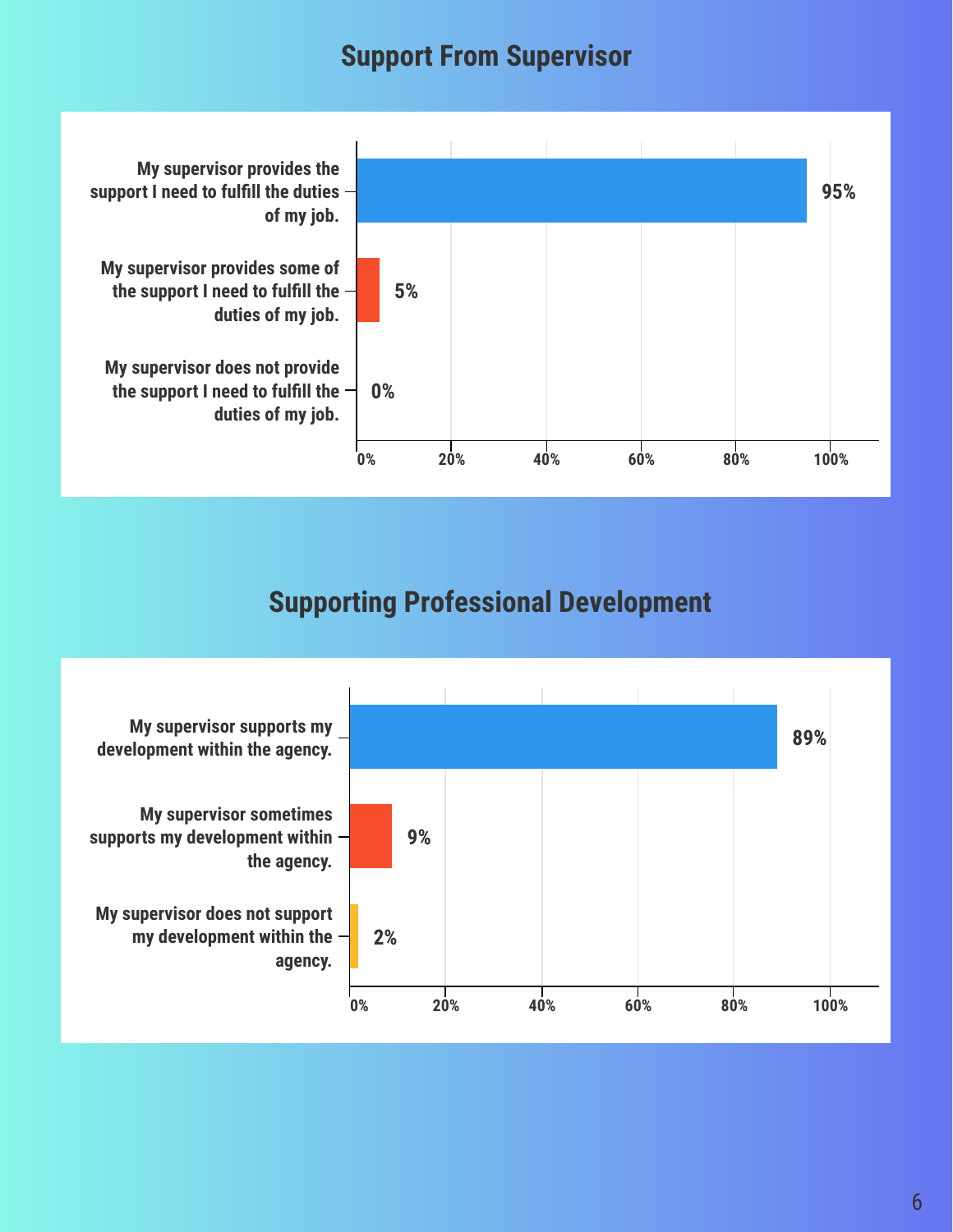## Support From Supervisor

| Response | Percentage |
| --- | --- |
| My supervisor provides the support I need to fulfill the duties of my job. | 95% |
| My supervisor provides some of the support I need to fulfill the duties of my job. | 5% |
| My supervisor does not provide the support I need to fulfill the duties of my job. | 0% |

## Supporting Professional Development

| Response | Percentage |
| --- | --- |
| My supervisor supports my development within the agency. | 89% |
| My supervisor sometimes supports my development within the agency. | 9% |
| My supervisor does not support my development within the agency. | 2% |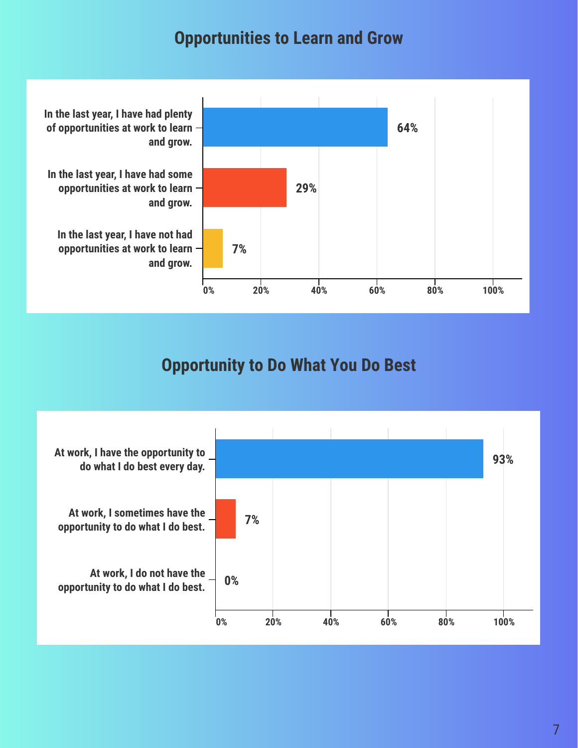## Opportunities to Learn and Grow

| Response | Percentage |
| --- | --- |
| In the last year, I have had plenty of opportunities at work to learn and grow. | 64% |
| In the last year, I have had some opportunities at work to learn and grow. | 29% |
| In the last year, I have not had opportunities at work to learn and grow. | 7% |

## Opportunity to Do What You Do Best

| Response | Percentage |
| --- | --- |
| At work, I have the opportunity to do what I do best every day. | 93% |
| At work, I sometimes have the opportunity to do what I do best. | 7% |
| At work, I do not have the opportunity to do what I do best. | 0% |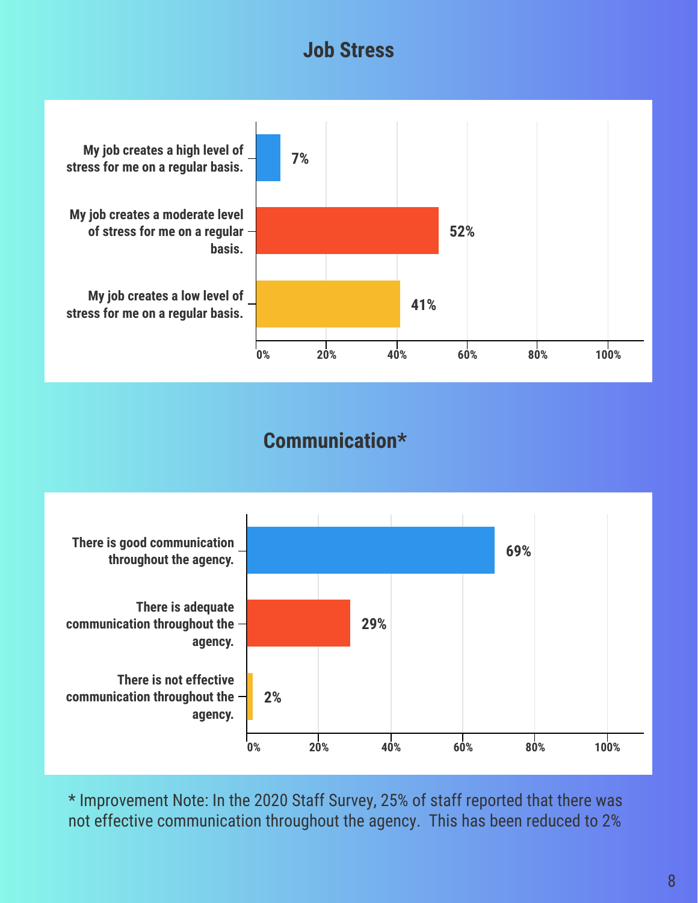## Job Stress

| Response | Percentage |
| --- | --- |
| My job creates a high level of stress for me on a regular basis. | 7% |
| My job creates a moderate level of stress for me on a regular basis. | 52% |
| My job creates a low level of stress for me on a regular basis. | 41% |

## Communication*

| Response | Percentage |
| --- | --- |
| There is good communication throughout the agency. | 69% |
| There is adequate communication throughout the agency. | 29% |
| There is not effective communication throughout the agency. | 2% |

* Improvement Note: In the 2020 Staff Survey, 25% of staff reported that there was not effective communication throughout the agency. This has been reduced to 2%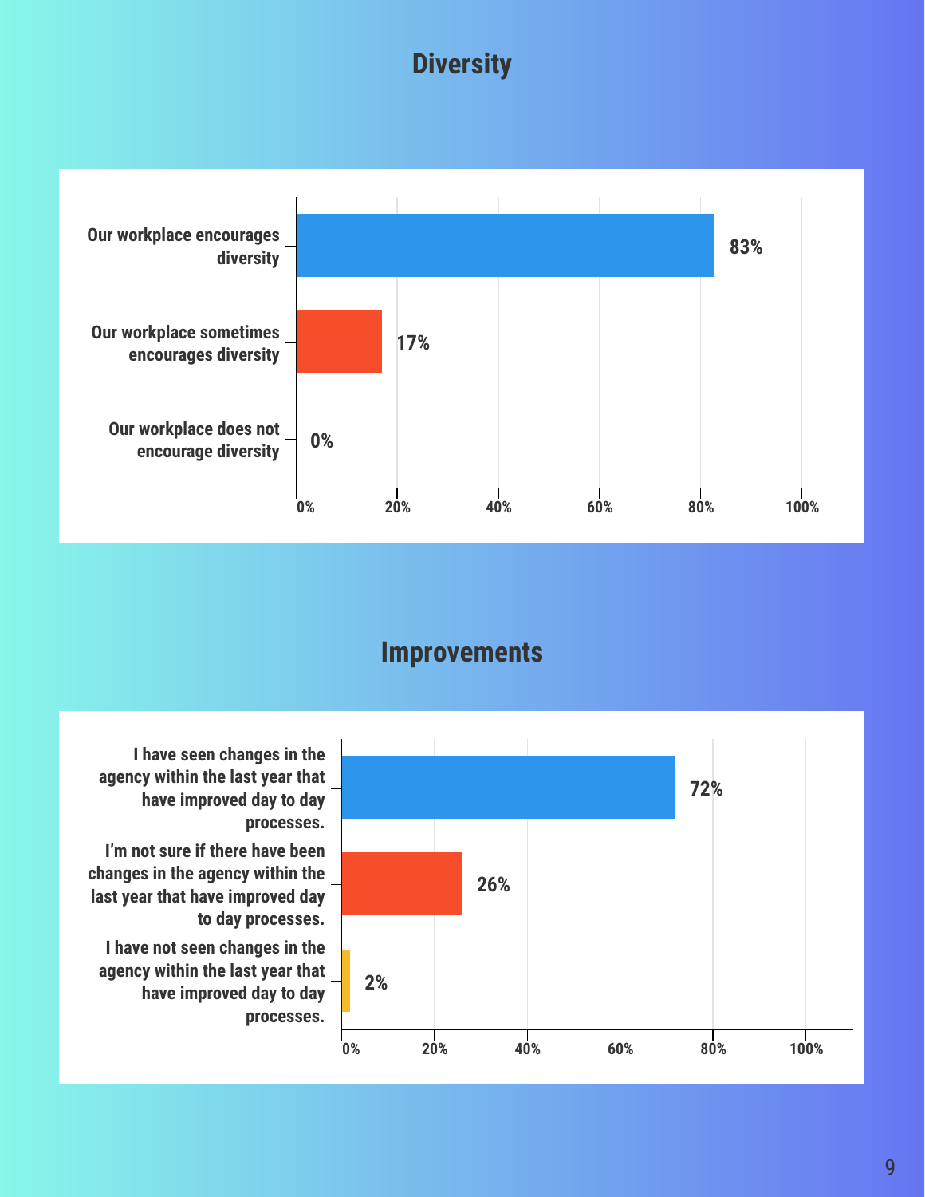## Diversity

| Response | Percentage |
| --- | --- |
| Our workplace encourages diversity | 83% |
| Our workplace sometimes encourages diversity | 17% |
| Our workplace does not encourage diversity | 0% |

## Improvements

| Response | Percentage |
| --- | --- |
| I have seen changes in the agency within the last year that have improved day to day processes. | 72% |
| I'm not sure if there have been changes in the agency within the last year that have improved day to day processes. | 26% |
| I have not seen changes in the agency within the last year that have improved day to day processes. | 2% |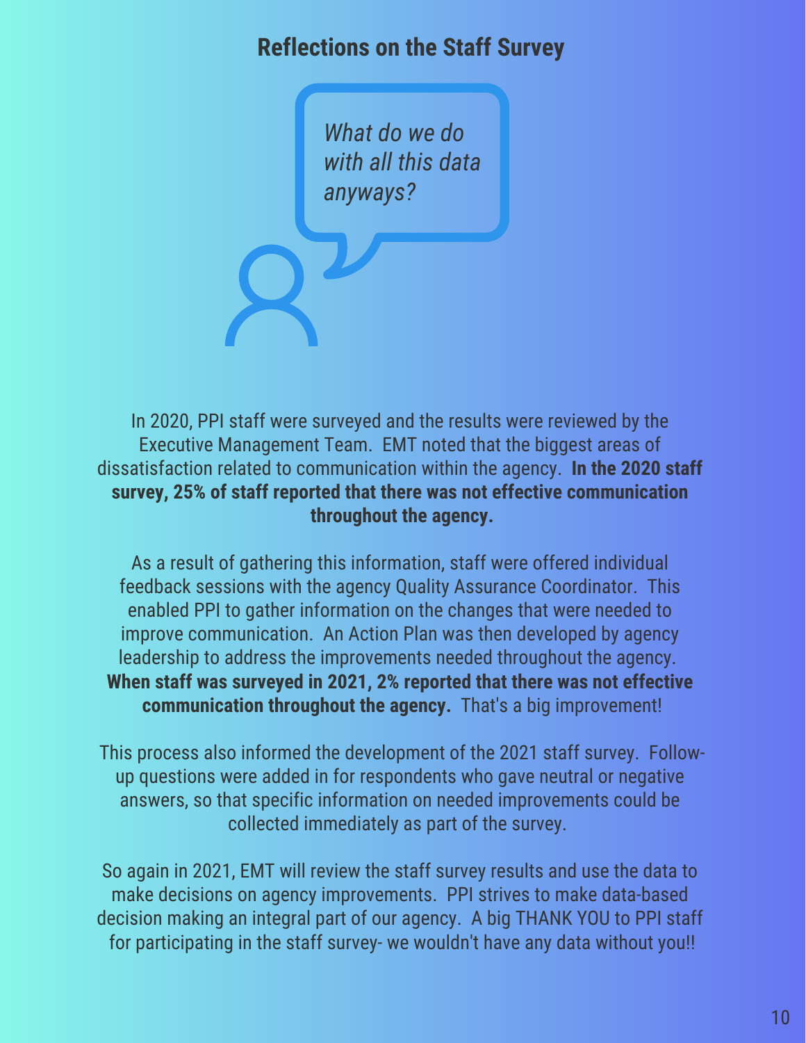## Reflections on the Staff Survey

*What do we do with all this data anyways?*

In 2020, PPI staff were surveyed and the results were reviewed by the Executive Management Team. EMT noted that the biggest areas of dissatisfaction related to communication within the agency. **In the 2020 staff survey, 25% of staff reported that there was not effective communication throughout the agency.**

As a result of gathering this information, staff were offered individual feedback sessions with the agency Quality Assurance Coordinator. This enabled PPI to gather information on the changes that were needed to improve communication. An Action Plan was then developed by agency leadership to address the improvements needed throughout the agency. **When staff was surveyed in 2021, 2% reported that there was not effective communication throughout the agency.** That's a big improvement!

This process also informed the development of the 2021 staff survey. Follow-up questions were added in for respondents who gave neutral or negative answers, so that specific information on needed improvements could be collected immediately as part of the survey.

So again in 2021, EMT will review the staff survey results and use the data to make decisions on agency improvements. PPI strives to make data-based decision making an integral part of our agency. A big THANK YOU to PPI staff for participating in the staff survey- we wouldn't have any data without you!!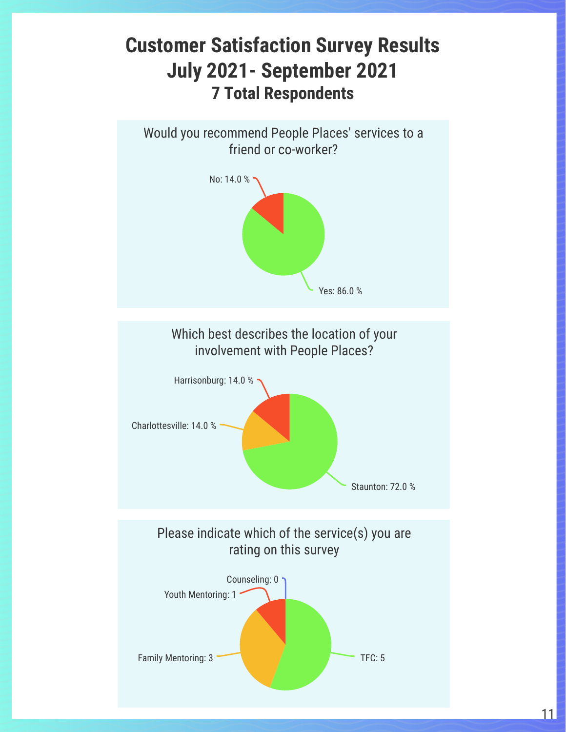# Customer Satisfaction Survey Results
# July 2021- September 2021
## 7 Total Respondents

### Would you recommend People Places' services to a friend or co-worker?

No: 14.0 %

Yes: 86.0 %

### Which best describes the location of your involvement with People Places?

Harrisonburg: 14.0 %

Charlottesville: 14.0 %

Staunton: 72.0 %

### Please indicate which of the service(s) you are rating on this survey

Counseling: 0

Youth Mentoring: 1

Family Mentoring: 3

TFC: 5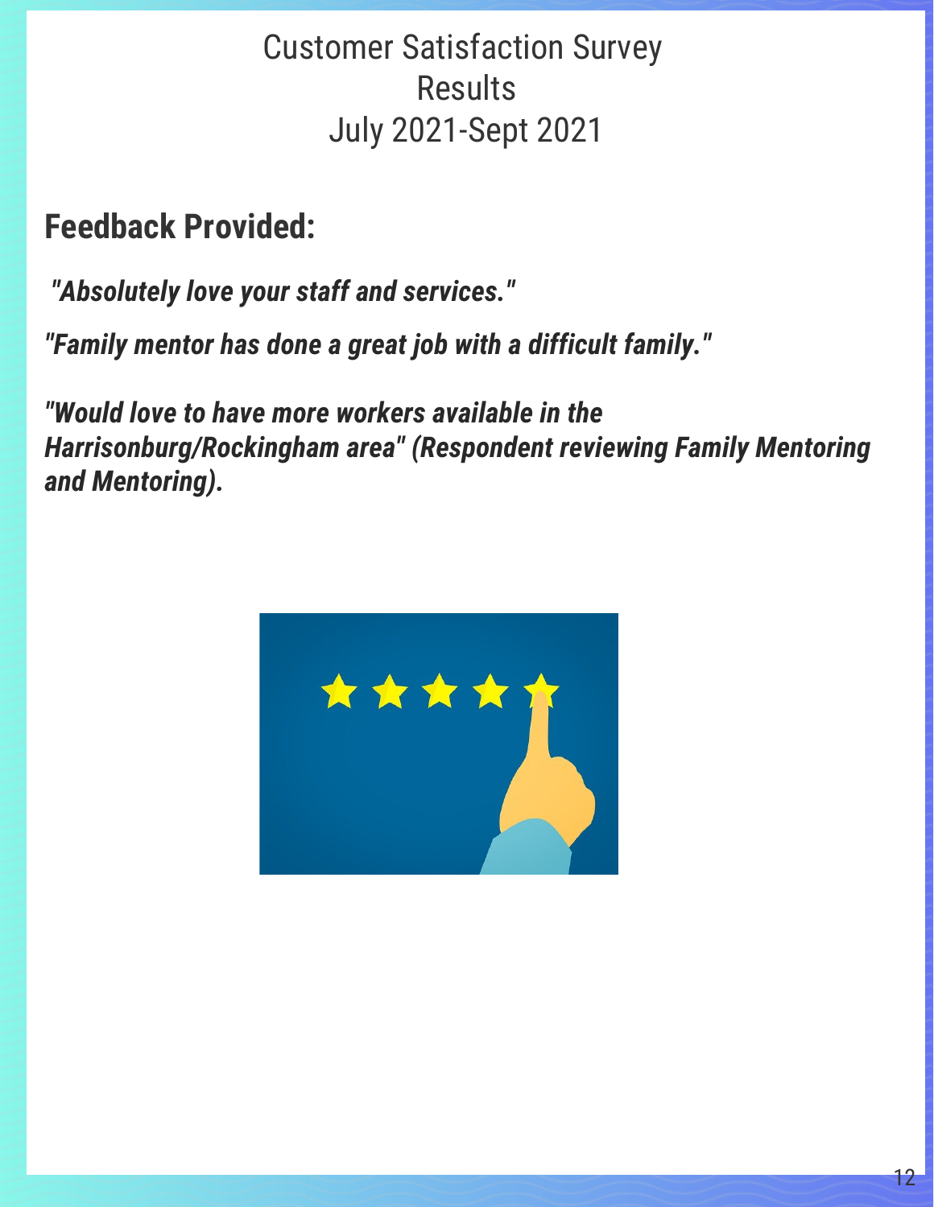# Customer Satisfaction Survey Results
# July 2021-Sept 2021

## Feedback Provided:

***"Absolutely love your staff and services."***

***"Family mentor has done a great job with a difficult family."***

***"Would love to have more workers available in the Harrisonburg/Rockingham area" (Respondent reviewing Family Mentoring and Mentoring).***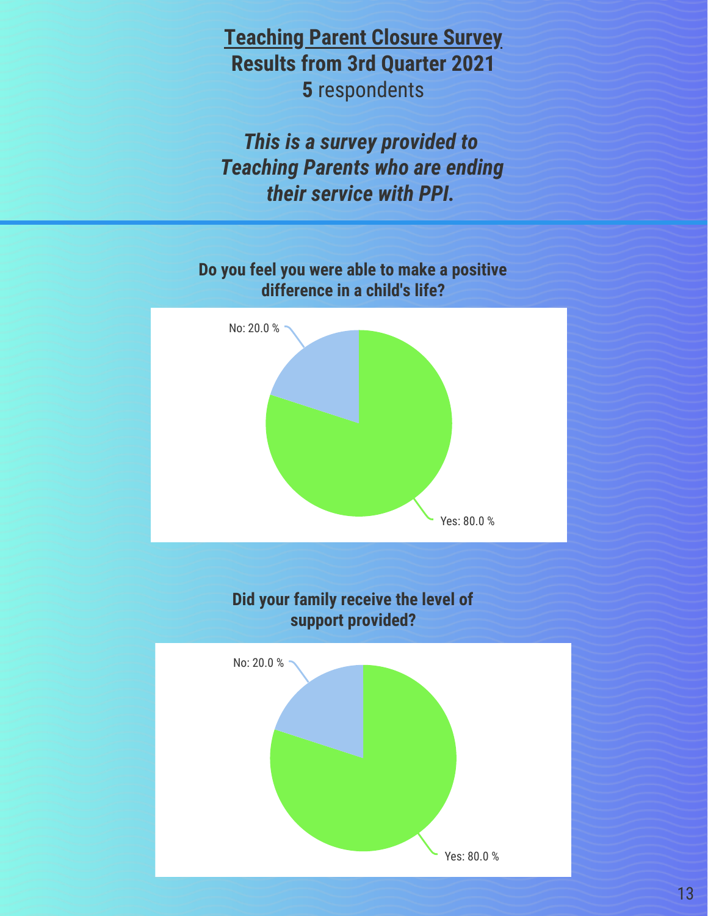# Teaching Parent Closure Survey

## Results from 3rd Quarter 2021

**5** respondents

***This is a survey provided to Teaching Parents who are ending their service with PPI.***

---

**Do you feel you were able to make a positive difference in a child's life?**

No: 20.0 %

Yes: 80.0 %

**Did your family receive the level of support provided?**

No: 20.0 %

Yes: 80.0 %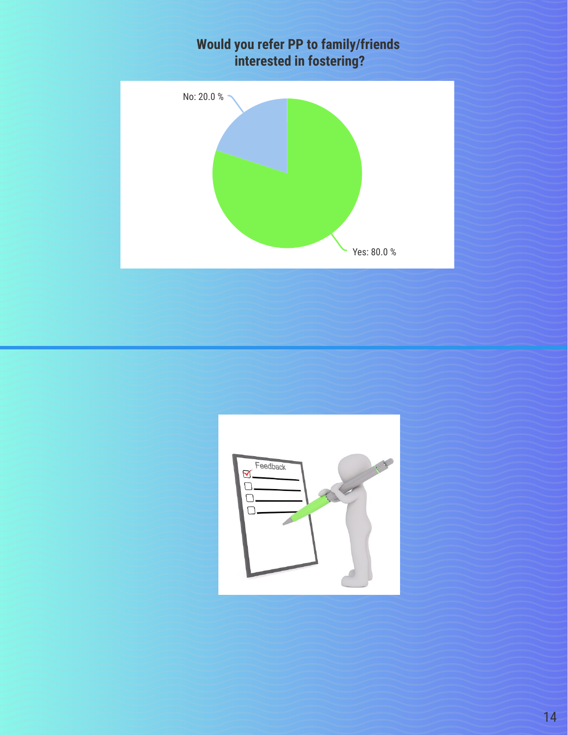**Would you refer PP to family/friends interested in fostering?**

No: 20.0 %

Yes: 80.0 %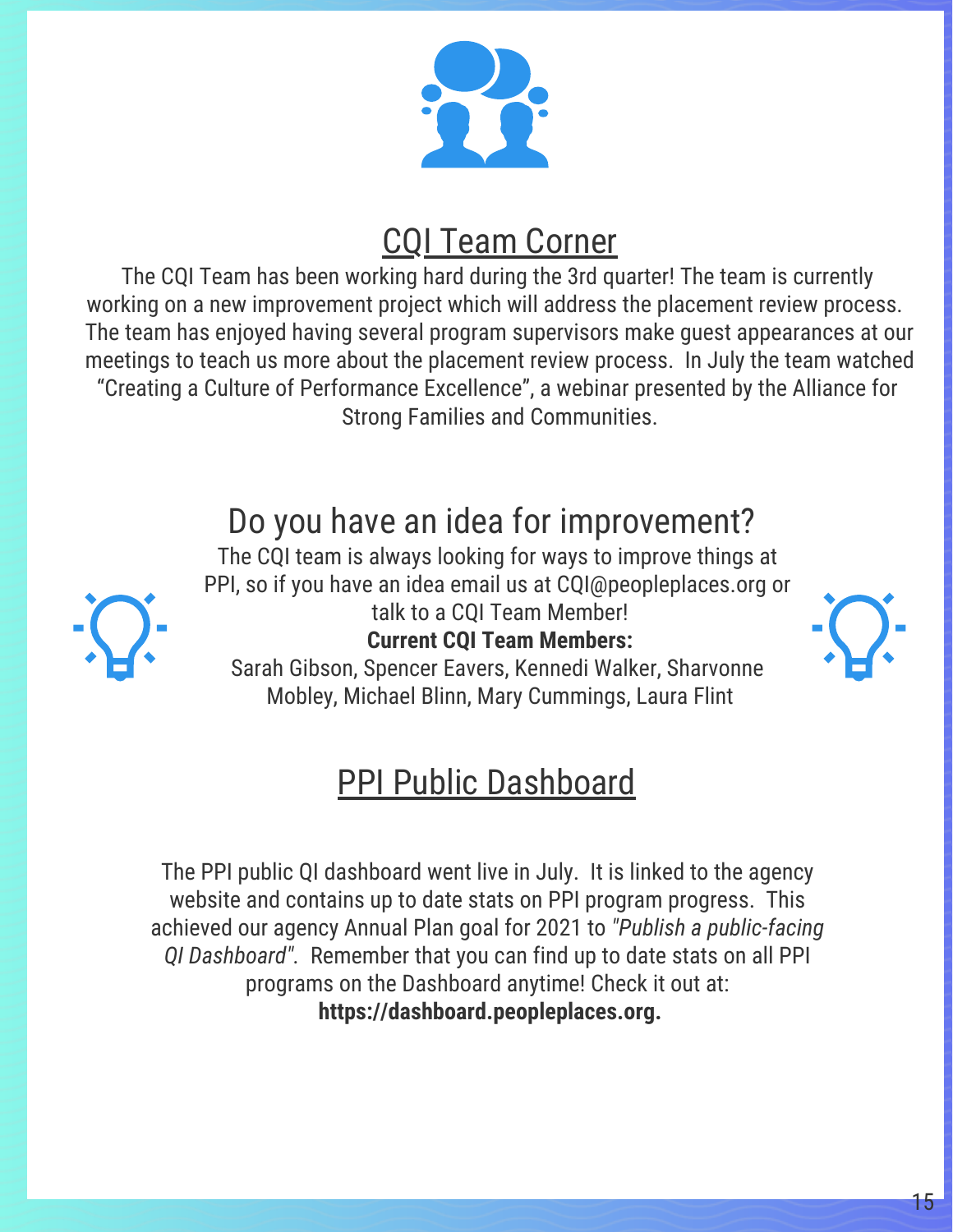## CQI Team Corner

The CQI Team has been working hard during the 3rd quarter! The team is currently working on a new improvement project which will address the placement review process. The team has enjoyed having several program supervisors make guest appearances at our meetings to teach us more about the placement review process. In July the team watched “Creating a Culture of Performance Excellence”, a webinar presented by the Alliance for Strong Families and Communities.

## Do you have an idea for improvement?

The CQI team is always looking for ways to improve things at PPI, so if you have an idea email us at CQI@peopleplaces.org or talk to a CQI Team Member!

**Current CQI Team Members:**

Sarah Gibson, Spencer Eavers, Kennedi Walker, Sharvonne Mobley, Michael Blinn, Mary Cummings, Laura Flint

## PPI Public Dashboard

The PPI public QI dashboard went live in July. It is linked to the agency website and contains up to date stats on PPI program progress. This achieved our agency Annual Plan goal for 2021 to *"Publish a public-facing QI Dashboard"*. Remember that you can find up to date stats on all PPI programs on the Dashboard anytime! Check it out at: **https://dashboard.peopleplaces.org.**